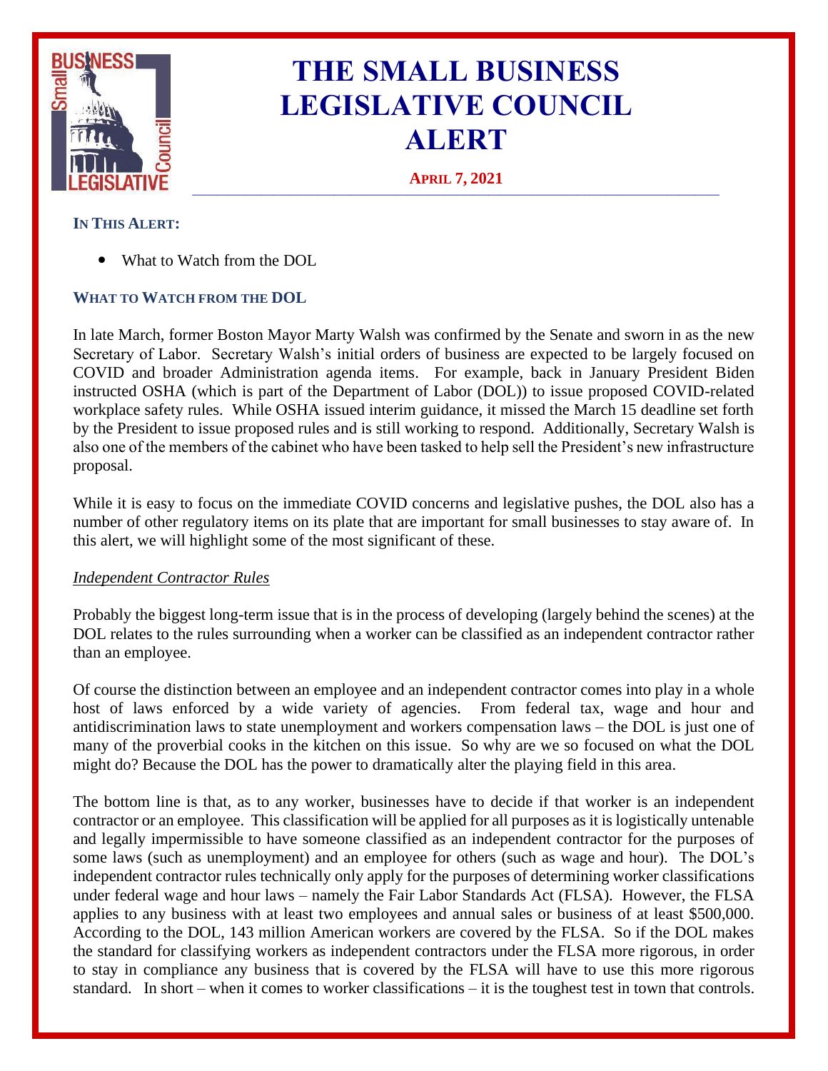# THE SMALL BUSINESS LEGISLATIVE COUNCIL ALERT

**APRIL 7, 2021**

**IN THIS ALERT:**

- What to Watch from the DOL

## WHAT TO WATCH FROM THE DOL

In late March, former Boston Mayor Marty Walsh was confirmed by the Senate and sworn in as the new Secretary of Labor. Secretary Walsh's initial orders of business are expected to be largely focused on COVID and broader Administration agenda items. For example, back in January President Biden instructed OSHA (which is part of the Department of Labor (DOL)) to issue proposed COVID-related workplace safety rules. While OSHA issued interim guidance, it missed the March 15 deadline set forth by the President to issue proposed rules and is still working to respond. Additionally, Secretary Walsh is also one of the members of the cabinet who have been tasked to help sell the President's new infrastructure proposal.

While it is easy to focus on the immediate COVID concerns and legislative pushes, the DOL also has a number of other regulatory items on its plate that are important for small businesses to stay aware of. In this alert, we will highlight some of the most significant of these.

*Independent Contractor Rules*

Probably the biggest long-term issue that is in the process of developing (largely behind the scenes) at the DOL relates to the rules surrounding when a worker can be classified as an independent contractor rather than an employee.

Of course the distinction between an employee and an independent contractor comes into play in a whole host of laws enforced by a wide variety of agencies. From federal tax, wage and hour and antidiscrimination laws to state unemployment and workers compensation laws – the DOL is just one of many of the proverbial cooks in the kitchen on this issue. So why are we so focused on what the DOL might do? Because the DOL has the power to dramatically alter the playing field in this area.

The bottom line is that, as to any worker, businesses have to decide if that worker is an independent contractor or an employee. This classification will be applied for all purposes as it is logistically untenable and legally impermissible to have someone classified as an independent contractor for the purposes of some laws (such as unemployment) and an employee for others (such as wage and hour). The DOL's independent contractor rules technically only apply for the purposes of determining worker classifications under federal wage and hour laws – namely the Fair Labor Standards Act (FLSA). However, the FLSA applies to any business with at least two employees and annual sales or business of at least $500,000. According to the DOL, 143 million American workers are covered by the FLSA. So if the DOL makes the standard for classifying workers as independent contractors under the FLSA more rigorous, in order to stay in compliance any business that is covered by the FLSA will have to use this more rigorous standard. In short – when it comes to worker classifications – it is the toughest test in town that controls.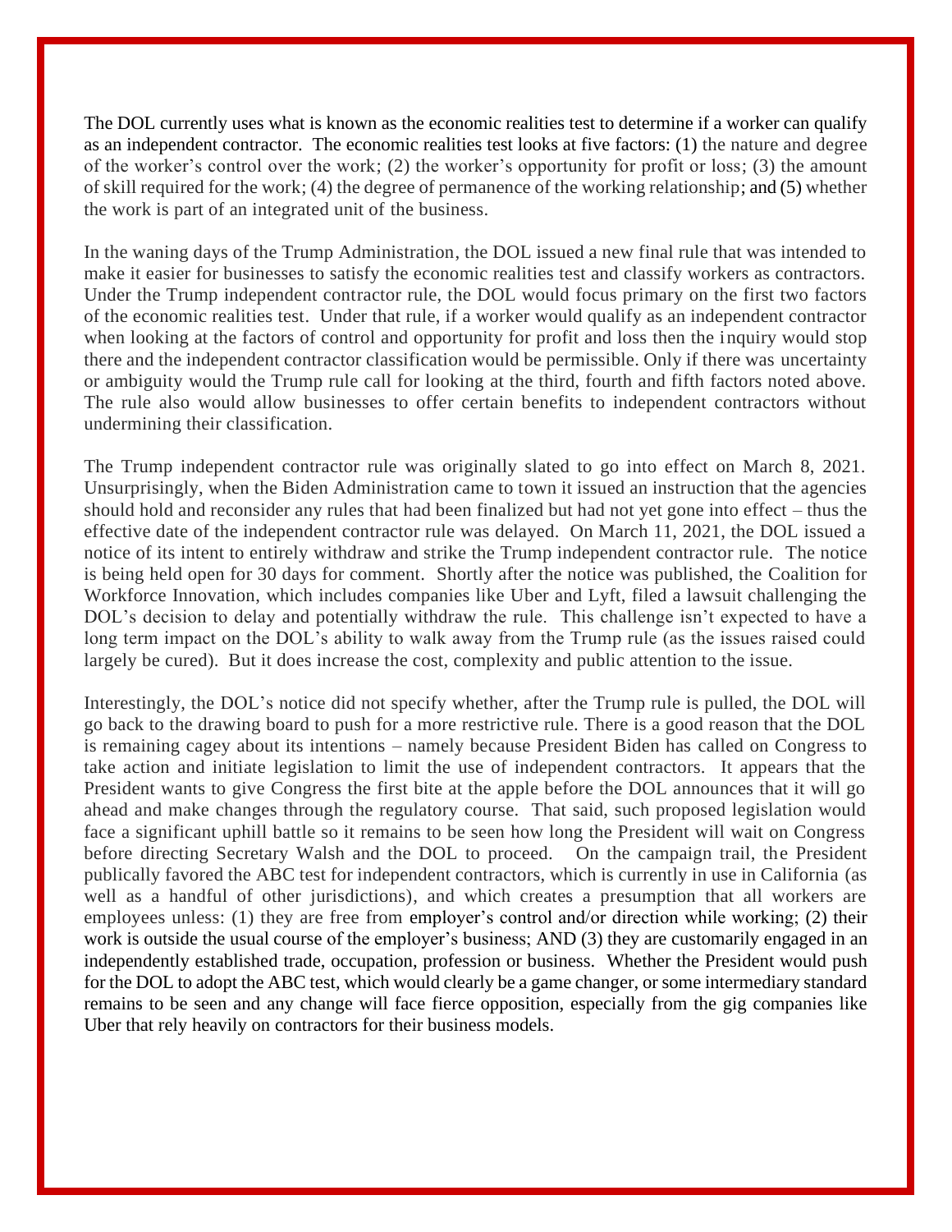The DOL currently uses what is known as the economic realities test to determine if a worker can qualify as an independent contractor. The economic realities test looks at five factors: (1) the nature and degree of the worker's control over the work; (2) the worker's opportunity for profit or loss; (3) the amount of skill required for the work; (4) the degree of permanence of the working relationship; and (5) whether the work is part of an integrated unit of the business.

In the waning days of the Trump Administration, the DOL issued a new final rule that was intended to make it easier for businesses to satisfy the economic realities test and classify workers as contractors. Under the Trump independent contractor rule, the DOL would focus primary on the first two factors of the economic realities test. Under that rule, if a worker would qualify as an independent contractor when looking at the factors of control and opportunity for profit and loss then the inquiry would stop there and the independent contractor classification would be permissible. Only if there was uncertainty or ambiguity would the Trump rule call for looking at the third, fourth and fifth factors noted above. The rule also would allow businesses to offer certain benefits to independent contractors without undermining their classification.

The Trump independent contractor rule was originally slated to go into effect on March 8, 2021. Unsurprisingly, when the Biden Administration came to town it issued an instruction that the agencies should hold and reconsider any rules that had been finalized but had not yet gone into effect – thus the effective date of the independent contractor rule was delayed. On March 11, 2021, the DOL issued a notice of its intent to entirely withdraw and strike the Trump independent contractor rule. The notice is being held open for 30 days for comment. Shortly after the notice was published, the Coalition for Workforce Innovation, which includes companies like Uber and Lyft, filed a lawsuit challenging the DOL's decision to delay and potentially withdraw the rule. This challenge isn't expected to have a long term impact on the DOL's ability to walk away from the Trump rule (as the issues raised could largely be cured). But it does increase the cost, complexity and public attention to the issue.

Interestingly, the DOL's notice did not specify whether, after the Trump rule is pulled, the DOL will go back to the drawing board to push for a more restrictive rule. There is a good reason that the DOL is remaining cagey about its intentions – namely because President Biden has called on Congress to take action and initiate legislation to limit the use of independent contractors. It appears that the President wants to give Congress the first bite at the apple before the DOL announces that it will go ahead and make changes through the regulatory course. That said, such proposed legislation would face a significant uphill battle so it remains to be seen how long the President will wait on Congress before directing Secretary Walsh and the DOL to proceed. On the campaign trail, the President publically favored the ABC test for independent contractors, which is currently in use in California (as well as a handful of other jurisdictions), and which creates a presumption that all workers are employees unless: (1) they are free from employer's control and/or direction while working; (2) their work is outside the usual course of the employer's business; AND (3) they are customarily engaged in an independently established trade, occupation, profession or business. Whether the President would push for the DOL to adopt the ABC test, which would clearly be a game changer, or some intermediary standard remains to be seen and any change will face fierce opposition, especially from the gig companies like Uber that rely heavily on contractors for their business models.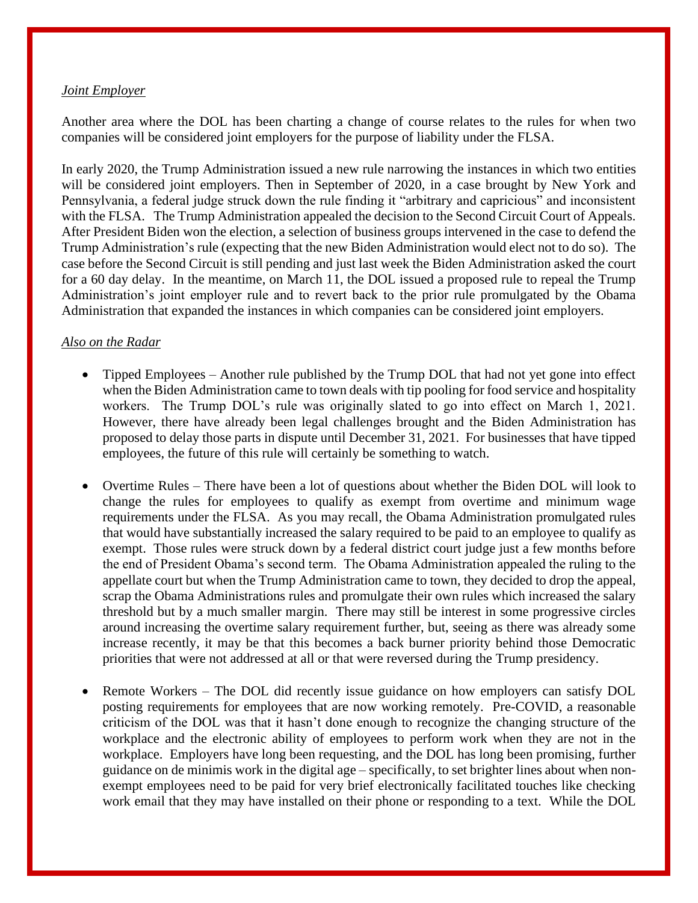*Joint Employer*

Another area where the DOL has been charting a change of course relates to the rules for when two companies will be considered joint employers for the purpose of liability under the FLSA.

In early 2020, the Trump Administration issued a new rule narrowing the instances in which two entities will be considered joint employers. Then in September of 2020, in a case brought by New York and Pennsylvania, a federal judge struck down the rule finding it "arbitrary and capricious" and inconsistent with the FLSA. The Trump Administration appealed the decision to the Second Circuit Court of Appeals. After President Biden won the election, a selection of business groups intervened in the case to defend the Trump Administration's rule (expecting that the new Biden Administration would elect not to do so). The case before the Second Circuit is still pending and just last week the Biden Administration asked the court for a 60 day delay. In the meantime, on March 11, the DOL issued a proposed rule to repeal the Trump Administration's joint employer rule and to revert back to the prior rule promulgated by the Obama Administration that expanded the instances in which companies can be considered joint employers.

*Also on the Radar*

- Tipped Employees – Another rule published by the Trump DOL that had not yet gone into effect when the Biden Administration came to town deals with tip pooling for food service and hospitality workers. The Trump DOL's rule was originally slated to go into effect on March 1, 2021. However, there have already been legal challenges brought and the Biden Administration has proposed to delay those parts in dispute until December 31, 2021. For businesses that have tipped employees, the future of this rule will certainly be something to watch.

- Overtime Rules – There have been a lot of questions about whether the Biden DOL will look to change the rules for employees to qualify as exempt from overtime and minimum wage requirements under the FLSA. As you may recall, the Obama Administration promulgated rules that would have substantially increased the salary required to be paid to an employee to qualify as exempt. Those rules were struck down by a federal district court judge just a few months before the end of President Obama's second term. The Obama Administration appealed the ruling to the appellate court but when the Trump Administration came to town, they decided to drop the appeal, scrap the Obama Administrations rules and promulgate their own rules which increased the salary threshold but by a much smaller margin. There may still be interest in some progressive circles around increasing the overtime salary requirement further, but, seeing as there was already some increase recently, it may be that this becomes a back burner priority behind those Democratic priorities that were not addressed at all or that were reversed during the Trump presidency.

- Remote Workers – The DOL did recently issue guidance on how employers can satisfy DOL posting requirements for employees that are now working remotely. Pre-COVID, a reasonable criticism of the DOL was that it hasn't done enough to recognize the changing structure of the workplace and the electronic ability of employees to perform work when they are not in the workplace. Employers have long been requesting, and the DOL has long been promising, further guidance on de minimis work in the digital age – specifically, to set brighter lines about when non-exempt employees need to be paid for very brief electronically facilitated touches like checking work email that they may have installed on their phone or responding to a text. While the DOL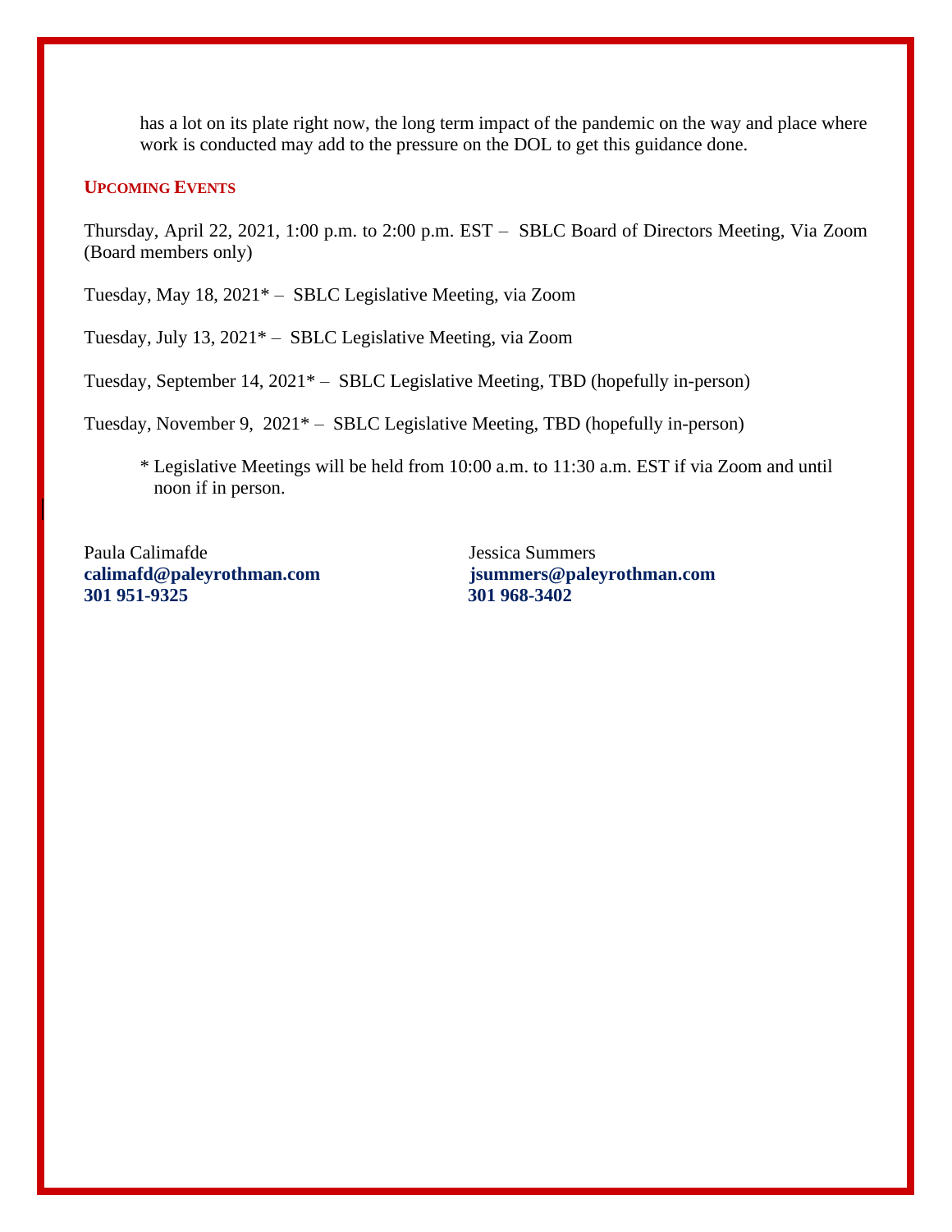has a lot on its plate right now, the long term impact of the pandemic on the way and place where work is conducted may add to the pressure on the DOL to get this guidance done.

## Upcoming Events

Thursday, April 22, 2021, 1:00 p.m. to 2:00 p.m. EST – SBLC Board of Directors Meeting, Via Zoom (Board members only)

Tuesday, May 18, 2021* – SBLC Legislative Meeting, via Zoom

Tuesday, July 13, 2021* – SBLC Legislative Meeting, via Zoom

Tuesday, September 14, 2021* – SBLC Legislative Meeting, TBD (hopefully in-person)

Tuesday, November 9, 2021* – SBLC Legislative Meeting, TBD (hopefully in-person)

\* Legislative Meetings will be held from 10:00 a.m. to 11:30 a.m. EST if via Zoom and until noon if in person.

Paula Calimafde
**calimafd@paleyrothman.com**
**301 951-9325**

Jessica Summers
**jsummers@paleyrothman.com**
**301 968-3402**